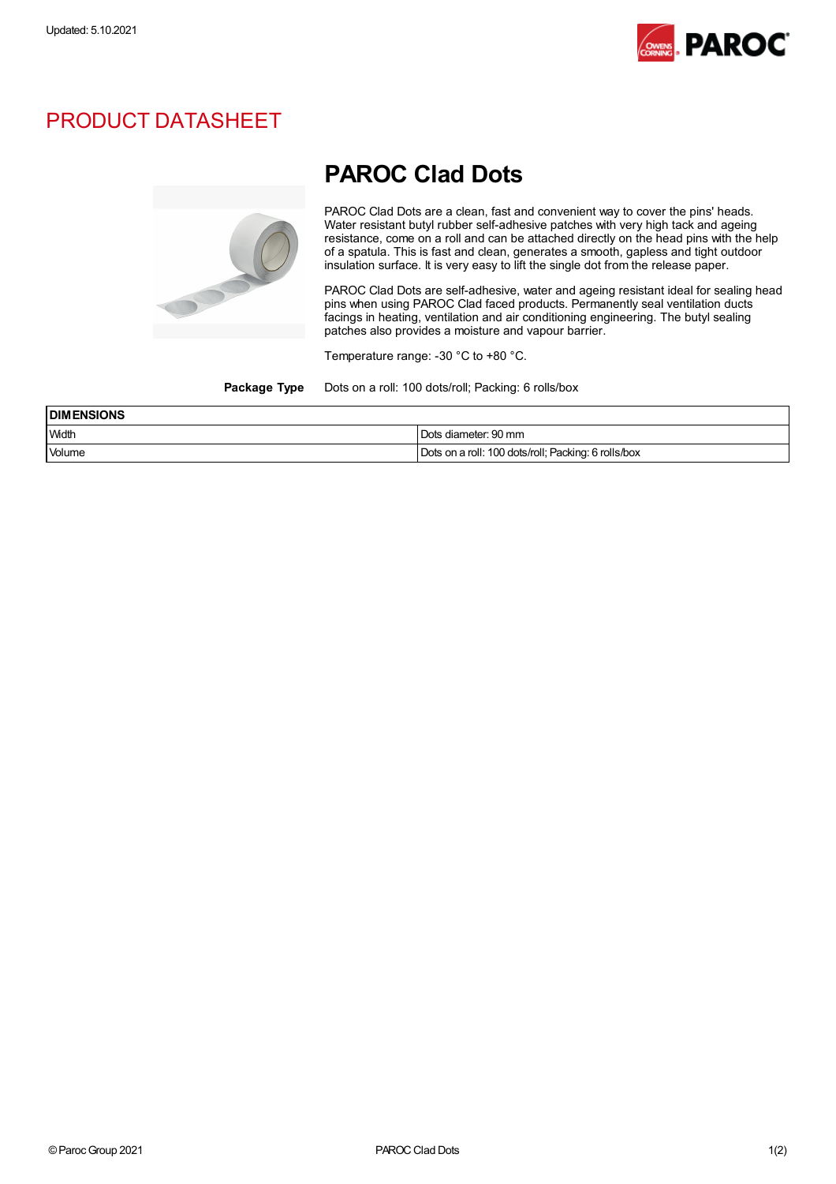Updated: 5.10.2021

# PRODUCT DATASHEET

## PAROC Clad Dots

PAROC Clad Dots are a clean, fast and convenient way to cover the pins' heads. Water resistant butyl rubber self-adhesive patches with very high tack and ageing resistance, come on a roll and can be attached directly on the head pins with the help of a spatula. This is fast and clean, generates a smooth, gapless and tight outdoor insulation surface. It is very easy to lift the single dot from the release paper.

PAROC Clad Dots are self-adhesive, water and ageing resistant ideal for sealing head pins when using PAROC Clad faced products. Permanently seal ventilation ducts facings in heating, ventilation and air conditioning engineering. The butyl sealing patches also provides a moisture and vapour barrier.

Temperature range: -30 °C to +80 °C.

**Package Type** Dots on a roll: 100 dots/roll; Packing: 6 rolls/box

| DIMENSIONS | |
|---|---|
| Width | Dots diameter: 90 mm |
| Volume | Dots on a roll: 100 dots/roll; Packing: 6 rolls/box |

© Paroc Group 2021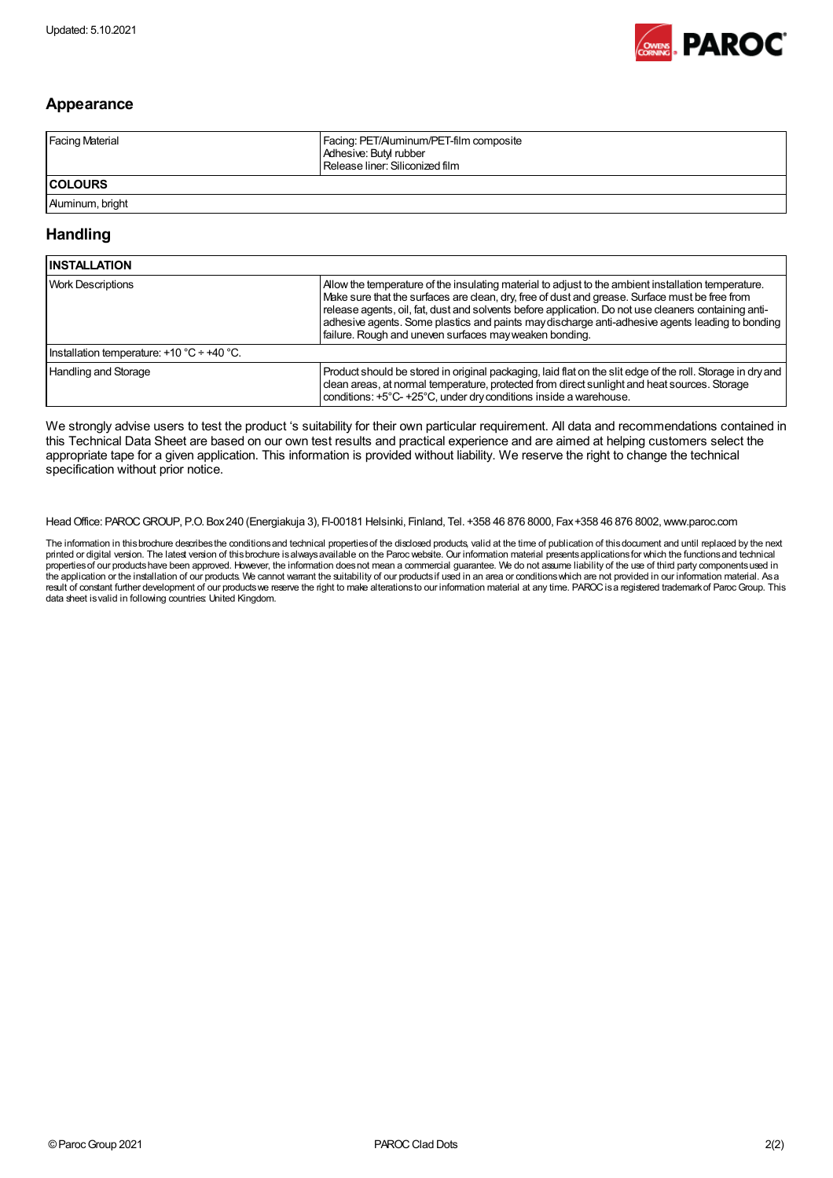## Appearance

| | |
|---|---|
| Facing Material | Facing: PET/Aluminum/PET-film composite<br>Adhesive: Butyl rubber<br>Release liner: Siliconized film |
| **COLOURS** | |
| Aluminum, bright | |

## Handling

| **INSTALLATION** | |
|---|---|
| Work Descriptions | Allow the temperature of the insulating material to adjust to the ambient installation temperature. Make sure that the surfaces are clean, dry, free of dust and grease. Surface must be free from release agents, oil, fat, dust and solvents before application. Do not use cleaners containing anti-adhesive agents. Some plastics and paints may discharge anti-adhesive agents leading to bonding failure. Rough and uneven surfaces may weaken bonding. |
| Installation temperature: +10 °C ÷ +40 °C. | |
| Handling and Storage | Product should be stored in original packaging, laid flat on the slit edge of the roll. Storage in dry and clean areas, at normal temperature, protected from direct sunlight and heat sources. Storage conditions: +5°C- +25°C, under dry conditions inside a warehouse. |

We strongly advise users to test the product 's suitability for their own particular requirement. All data and recommendations contained in this Technical Data Sheet are based on our own test results and practical experience and are aimed at helping customers select the appropriate tape for a given application. This information is provided without liability. We reserve the right to change the technical specification without prior notice.

Head Office: PAROC GROUP, P.O. Box 240 (Energiakuja 3), FI-00181 Helsinki, Finland, Tel. +358 46 876 8000, Fax +358 46 876 8002, www.paroc.com

The information in this brochure describes the conditions and technical properties of the disclosed products, valid at the time of publication of this document and until replaced by the next printed or digital version. The latest version of this brochure is always available on the Paroc website. Our information material presents applications for which the functions and technical properties of our products have been approved. However, the information does not mean a commercial guarantee. We do not assume liability of the use of third party components used in the application or the installation of our products. We cannot warrant the suitability of our products if used in an area or conditions which are not provided in our information material. As a result of constant further development of our products we reserve the right to make alterations to our information material at any time. PAROC is a registered trademark of Paroc Group. This data sheet is valid in following countries: United Kingdom.